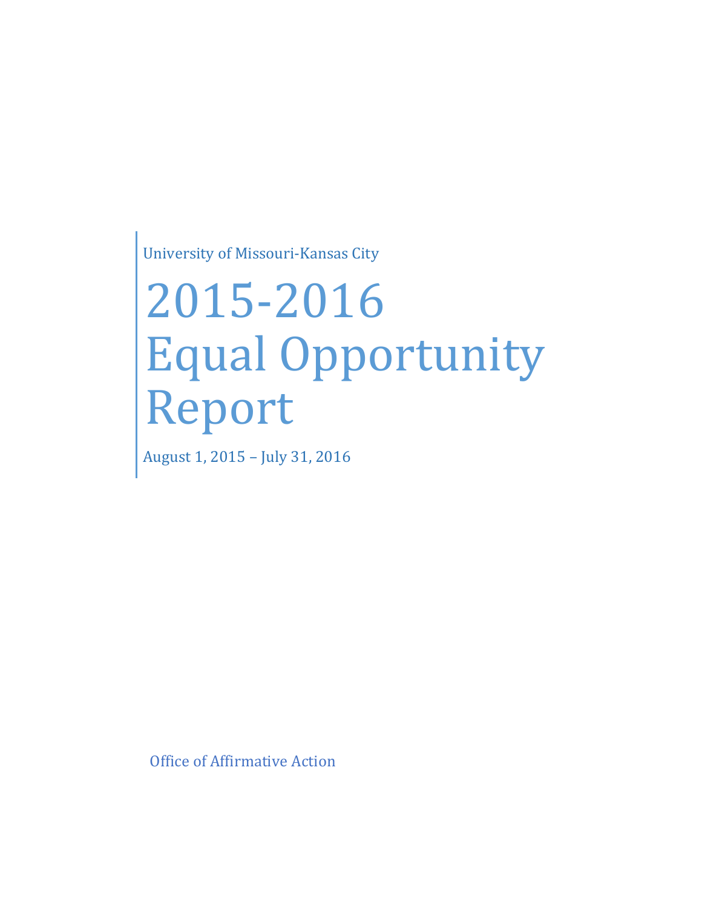University of Missouri-Kansas City

# 2015-2016 Equal Opportunity Report

August 1, 2015 – July 31, 2016

Office of Affirmative Action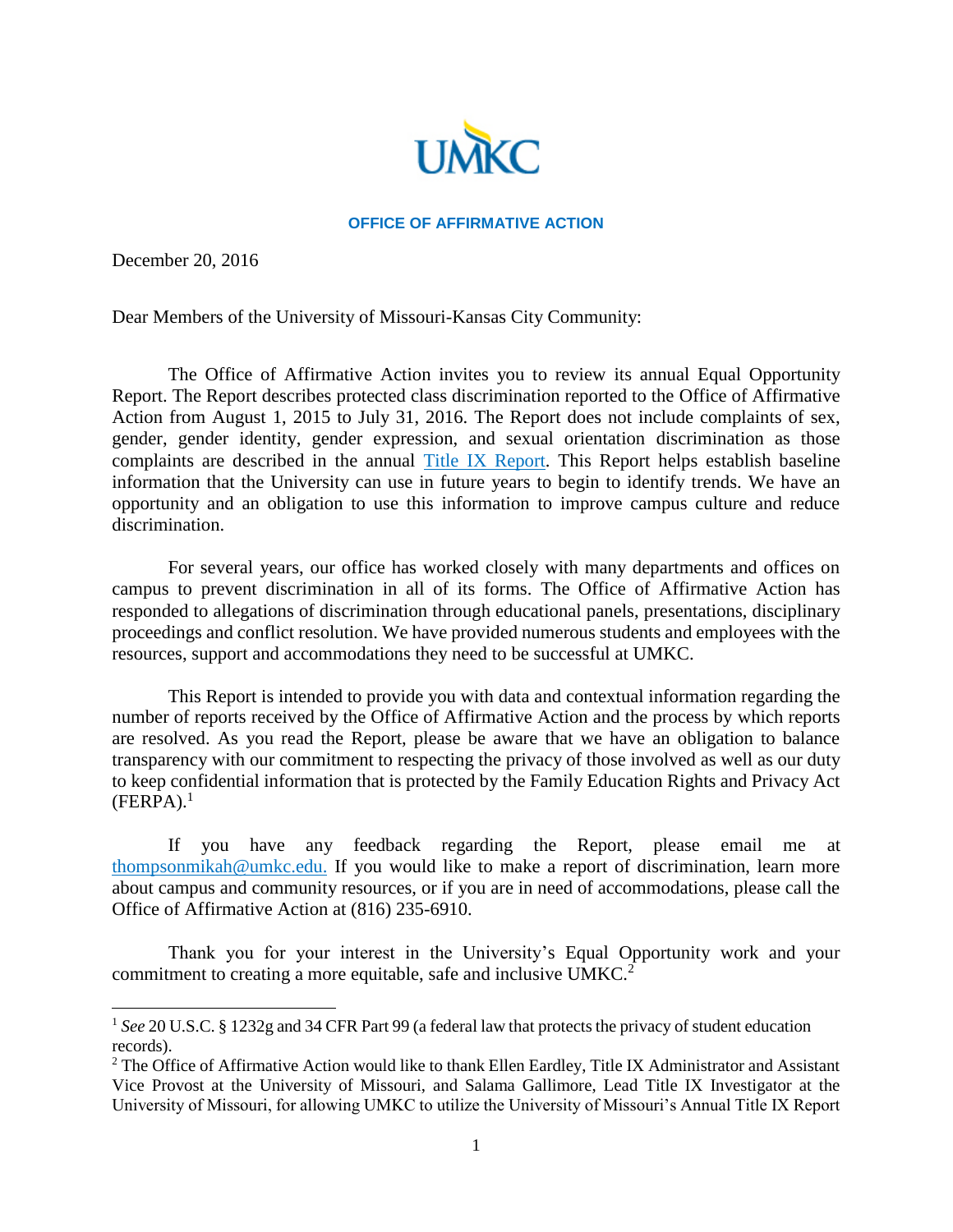UMKC

**OFFICE OF AFFIRMATIVE ACTION**

December 20, 2016

Dear Members of the University of Missouri-Kansas City Community:

The Office of Affirmative Action invites you to review its annual Equal Opportunity Report. The Report describes protected class discrimination reported to the Office of Affirmative Action from August 1, 2015 to July 31, 2016. The Report does not include complaints of sex, gender, gender identity, gender expression, and sexual orientation discrimination as those complaints are described in the annual [Title IX Report](). This Report helps establish baseline information that the University can use in future years to begin to identify trends. We have an opportunity and an obligation to use this information to improve campus culture and reduce discrimination.

For several years, our office has worked closely with many departments and offices on campus to prevent discrimination in all of its forms. The Office of Affirmative Action has responded to allegations of discrimination through educational panels, presentations, disciplinary proceedings and conflict resolution. We have provided numerous students and employees with the resources, support and accommodations they need to be successful at UMKC.

This Report is intended to provide you with data and contextual information regarding the number of reports received by the Office of Affirmative Action and the process by which reports are resolved. As you read the Report, please be aware that we have an obligation to balance transparency with our commitment to respecting the privacy of those involved as well as our duty to keep confidential information that is protected by the Family Education Rights and Privacy Act (FERPA).[1]

If you have any feedback regarding the Report, please email me at thompsonmikah@umkc.edu. If you would like to make a report of discrimination, learn more about campus and community resources, or if you are in need of accommodations, please call the Office of Affirmative Action at (816) 235-6910.

Thank you for your interest in the University's Equal Opportunity work and your commitment to creating a more equitable, safe and inclusive UMKC.[2]

---

[1] *See* 20 U.S.C. § 1232g and 34 CFR Part 99 (a federal law that protects the privacy of student education records).

[2] The Office of Affirmative Action would like to thank Ellen Eardley, Title IX Administrator and Assistant Vice Provost at the University of Missouri, and Salama Gallimore, Lead Title IX Investigator at the University of Missouri, for allowing UMKC to utilize the University of Missouri's Annual Title IX Report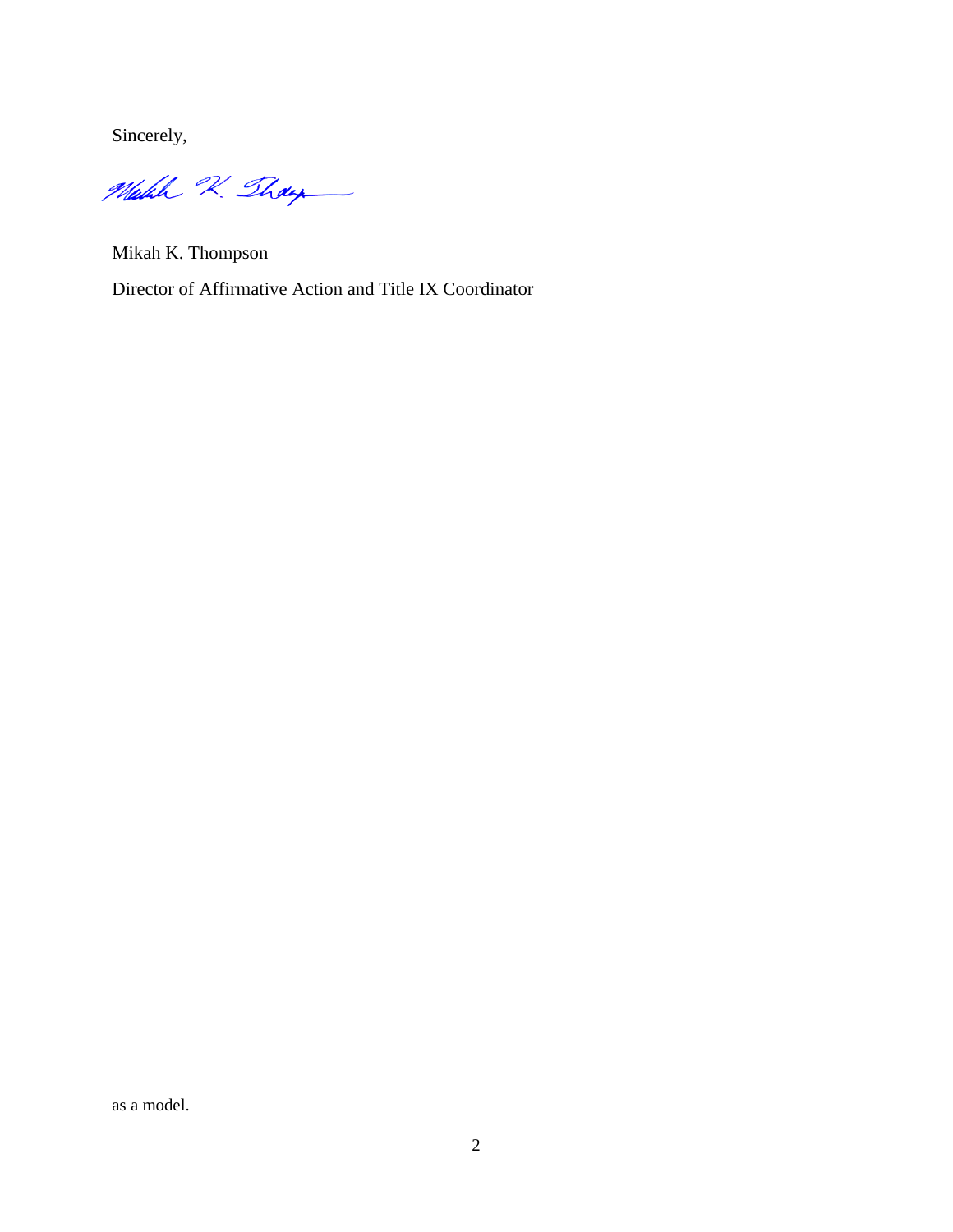Sincerely,

Mikah K. Thompson

Director of Affirmative Action and Title IX Coordinator

---

as a model.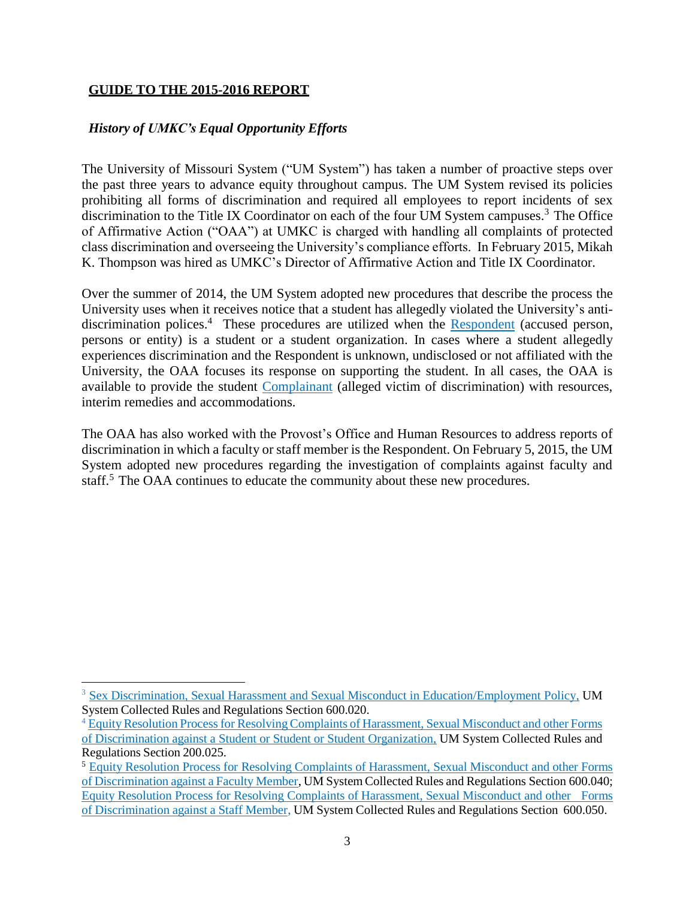## **GUIDE TO THE 2015-2016 REPORT**

### *History of UMKC's Equal Opportunity Efforts*

The University of Missouri System ("UM System") has taken a number of proactive steps over the past three years to advance equity throughout campus. The UM System revised its policies prohibiting all forms of discrimination and required all employees to report incidents of sex discrimination to the Title IX Coordinator on each of the four UM System campuses.[3] The Office of Affirmative Action ("OAA") at UMKC is charged with handling all complaints of protected class discrimination and overseeing the University's compliance efforts. In February 2015, Mikah K. Thompson was hired as UMKC's Director of Affirmative Action and Title IX Coordinator.

Over the summer of 2014, the UM System adopted new procedures that describe the process the University uses when it receives notice that a student has allegedly violated the University's anti-discrimination polices.[4] These procedures are utilized when the Respondent (accused person, persons or entity) is a student or a student organization. In cases where a student allegedly experiences discrimination and the Respondent is unknown, undisclosed or not affiliated with the University, the OAA focuses its response on supporting the student. In all cases, the OAA is available to provide the student Complainant (alleged victim of discrimination) with resources, interim remedies and accommodations.

The OAA has also worked with the Provost's Office and Human Resources to address reports of discrimination in which a faculty or staff member is the Respondent. On February 5, 2015, the UM System adopted new procedures regarding the investigation of complaints against faculty and staff.[5] The OAA continues to educate the community about these new procedures.

---

[3] Sex Discrimination, Sexual Harassment and Sexual Misconduct in Education/Employment Policy, UM System Collected Rules and Regulations Section 600.020.

[4] Equity Resolution Process for Resolving Complaints of Harassment, Sexual Misconduct and other Forms of Discrimination against a Student or Student or Student Organization, UM System Collected Rules and Regulations Section 200.025.

[5] Equity Resolution Process for Resolving Complaints of Harassment, Sexual Misconduct and other Forms of Discrimination against a Faculty Member, UM System Collected Rules and Regulations Section 600.040; Equity Resolution Process for Resolving Complaints of Harassment, Sexual Misconduct and other Forms of Discrimination against a Staff Member, UM System Collected Rules and Regulations Section 600.050.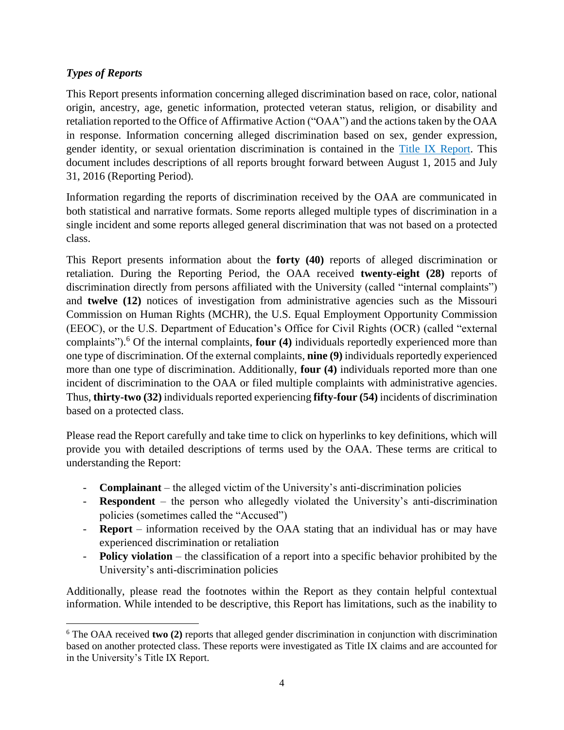### *Types of Reports*

This Report presents information concerning alleged discrimination based on race, color, national origin, ancestry, age, genetic information, protected veteran status, religion, or disability and retaliation reported to the Office of Affirmative Action ("OAA") and the actions taken by the OAA in response. Information concerning alleged discrimination based on sex, gender expression, gender identity, or sexual orientation discrimination is contained in the Title IX Report. This document includes descriptions of all reports brought forward between August 1, 2015 and July 31, 2016 (Reporting Period).

Information regarding the reports of discrimination received by the OAA are communicated in both statistical and narrative formats. Some reports alleged multiple types of discrimination in a single incident and some reports alleged general discrimination that was not based on a protected class.

This Report presents information about the **forty (40)** reports of alleged discrimination or retaliation. During the Reporting Period, the OAA received **twenty-eight (28)** reports of discrimination directly from persons affiliated with the University (called "internal complaints") and **twelve (12)** notices of investigation from administrative agencies such as the Missouri Commission on Human Rights (MCHR), the U.S. Equal Employment Opportunity Commission (EEOC), or the U.S. Department of Education's Office for Civil Rights (OCR) (called "external complaints").[6] Of the internal complaints, **four (4)** individuals reportedly experienced more than one type of discrimination. Of the external complaints, **nine (9)** individuals reportedly experienced more than one type of discrimination. Additionally, **four (4)** individuals reported more than one incident of discrimination to the OAA or filed multiple complaints with administrative agencies. Thus, **thirty-two (32)** individuals reported experiencing **fifty-four (54)** incidents of discrimination based on a protected class.

Please read the Report carefully and take time to click on hyperlinks to key definitions, which will provide you with detailed descriptions of terms used by the OAA. These terms are critical to understanding the Report:

- **Complainant** – the alleged victim of the University's anti-discrimination policies
- **Respondent** – the person who allegedly violated the University's anti-discrimination policies (sometimes called the "Accused")
- **Report** – information received by the OAA stating that an individual has or may have experienced discrimination or retaliation
- **Policy violation** – the classification of a report into a specific behavior prohibited by the University's anti-discrimination policies

Additionally, please read the footnotes within the Report as they contain helpful contextual information. While intended to be descriptive, this Report has limitations, such as the inability to

[6] The OAA received **two (2)** reports that alleged gender discrimination in conjunction with discrimination based on another protected class. These reports were investigated as Title IX claims and are accounted for in the University's Title IX Report.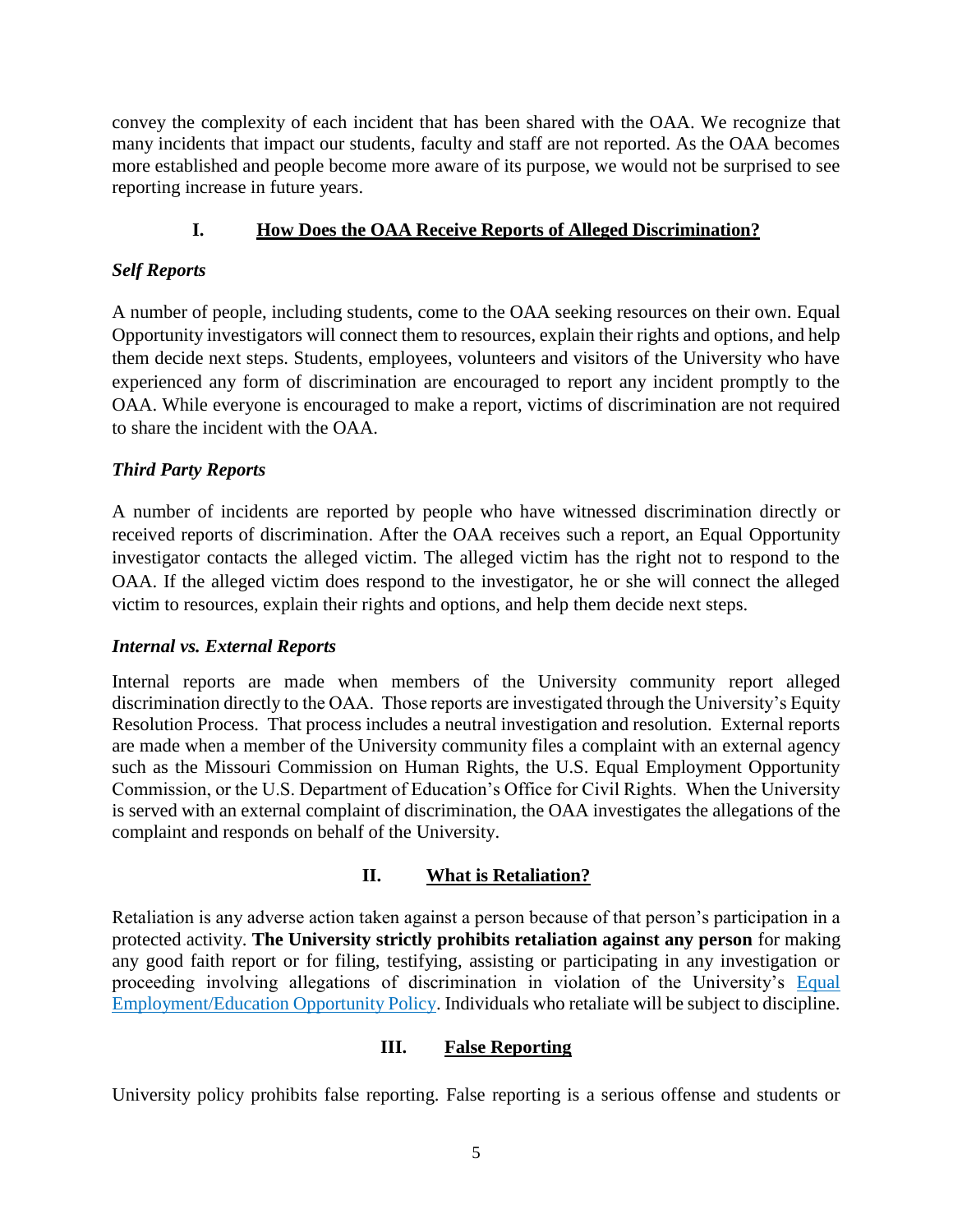convey the complexity of each incident that has been shared with the OAA. We recognize that many incidents that impact our students, faculty and staff are not reported. As the OAA becomes more established and people become more aware of its purpose, we would not be surprised to see reporting increase in future years.

## I. <u>How Does the OAA Receive Reports of Alleged Discrimination?</u>

### *Self Reports*

A number of people, including students, come to the OAA seeking resources on their own. Equal Opportunity investigators will connect them to resources, explain their rights and options, and help them decide next steps. Students, employees, volunteers and visitors of the University who have experienced any form of discrimination are encouraged to report any incident promptly to the OAA. While everyone is encouraged to make a report, victims of discrimination are not required to share the incident with the OAA.

### *Third Party Reports*

A number of incidents are reported by people who have witnessed discrimination directly or received reports of discrimination. After the OAA receives such a report, an Equal Opportunity investigator contacts the alleged victim. The alleged victim has the right not to respond to the OAA. If the alleged victim does respond to the investigator, he or she will connect the alleged victim to resources, explain their rights and options, and help them decide next steps.

### *Internal vs. External Reports*

Internal reports are made when members of the University community report alleged discrimination directly to the OAA. Those reports are investigated through the University's Equity Resolution Process. That process includes a neutral investigation and resolution. External reports are made when a member of the University community files a complaint with an external agency such as the Missouri Commission on Human Rights, the U.S. Equal Employment Opportunity Commission, or the U.S. Department of Education's Office for Civil Rights. When the University is served with an external complaint of discrimination, the OAA investigates the allegations of the complaint and responds on behalf of the University.

## II. <u>What is Retaliation?</u>

Retaliation is any adverse action taken against a person because of that person's participation in a protected activity. **The University strictly prohibits retaliation against any person** for making any good faith report or for filing, testifying, assisting or participating in any investigation or proceeding involving allegations of discrimination in violation of the University's Equal Employment/Education Opportunity Policy. Individuals who retaliate will be subject to discipline.

## III. <u>False Reporting</u>

University policy prohibits false reporting. False reporting is a serious offense and students or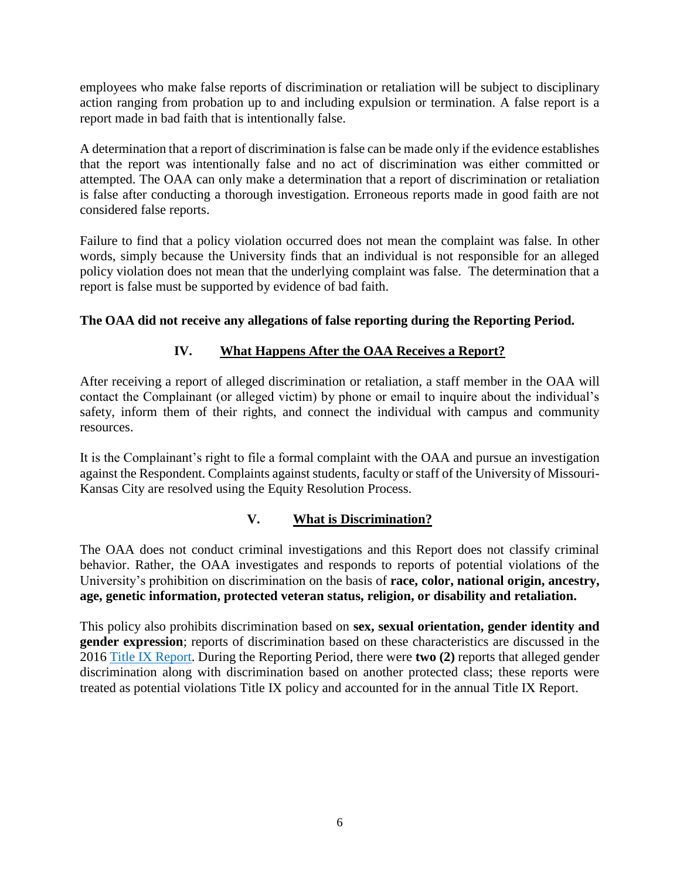employees who make false reports of discrimination or retaliation will be subject to disciplinary action ranging from probation up to and including expulsion or termination. A false report is a report made in bad faith that is intentionally false.

A determination that a report of discrimination is false can be made only if the evidence establishes that the report was intentionally false and no act of discrimination was either committed or attempted. The OAA can only make a determination that a report of discrimination or retaliation is false after conducting a thorough investigation. Erroneous reports made in good faith are not considered false reports.

Failure to find that a policy violation occurred does not mean the complaint was false. In other words, simply because the University finds that an individual is not responsible for an alleged policy violation does not mean that the underlying complaint was false. The determination that a report is false must be supported by evidence of bad faith.

**The OAA did not receive any allegations of false reporting during the Reporting Period.**

## IV. What Happens After the OAA Receives a Report?

After receiving a report of alleged discrimination or retaliation, a staff member in the OAA will contact the Complainant (or alleged victim) by phone or email to inquire about the individual's safety, inform them of their rights, and connect the individual with campus and community resources.

It is the Complainant's right to file a formal complaint with the OAA and pursue an investigation against the Respondent. Complaints against students, faculty or staff of the University of Missouri-Kansas City are resolved using the Equity Resolution Process.

## V. What is Discrimination?

The OAA does not conduct criminal investigations and this Report does not classify criminal behavior. Rather, the OAA investigates and responds to reports of potential violations of the University's prohibition on discrimination on the basis of **race, color, national origin, ancestry, age, genetic information, protected veteran status, religion, or disability and retaliation.**

This policy also prohibits discrimination based on **sex, sexual orientation, gender identity and gender expression**; reports of discrimination based on these characteristics are discussed in the 2016 Title IX Report. During the Reporting Period, there were **two (2)** reports that alleged gender discrimination along with discrimination based on another protected class; these reports were treated as potential violations Title IX policy and accounted for in the annual Title IX Report.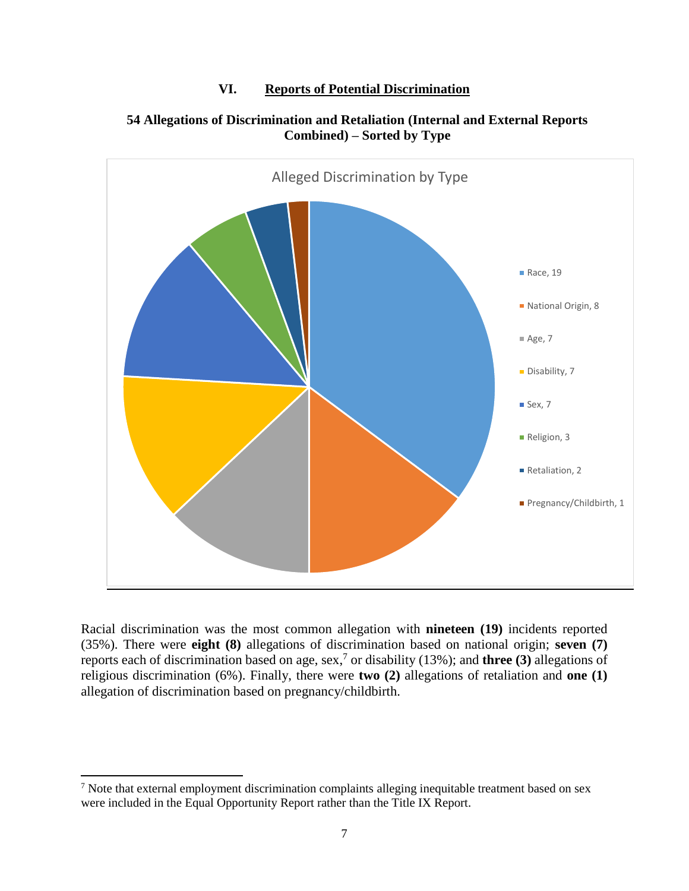## VI. Reports of Potential Discrimination

**54 Allegations of Discrimination and Retaliation (Internal and External Reports Combined) – Sorted by Type**

Alleged Discrimination by Type

| Type | Count |
|---|---|
| Race | 19 |
| National Origin | 8 |
| Age | 7 |
| Disability | 7 |
| Sex | 7 |
| Religion | 3 |
| Retaliation | 2 |
| Pregnancy/Childbirth | 1 |

Racial discrimination was the most common allegation with **nineteen (19)** incidents reported (35%). There were **eight (8)** allegations of discrimination based on national origin; **seven (7)** reports each of discrimination based on age, sex,[7] or disability (13%); and **three (3)** allegations of religious discrimination (6%). Finally, there were **two (2)** allegations of retaliation and **one (1)** allegation of discrimination based on pregnancy/childbirth.

---

[7] Note that external employment discrimination complaints alleging inequitable treatment based on sex were included in the Equal Opportunity Report rather than the Title IX Report.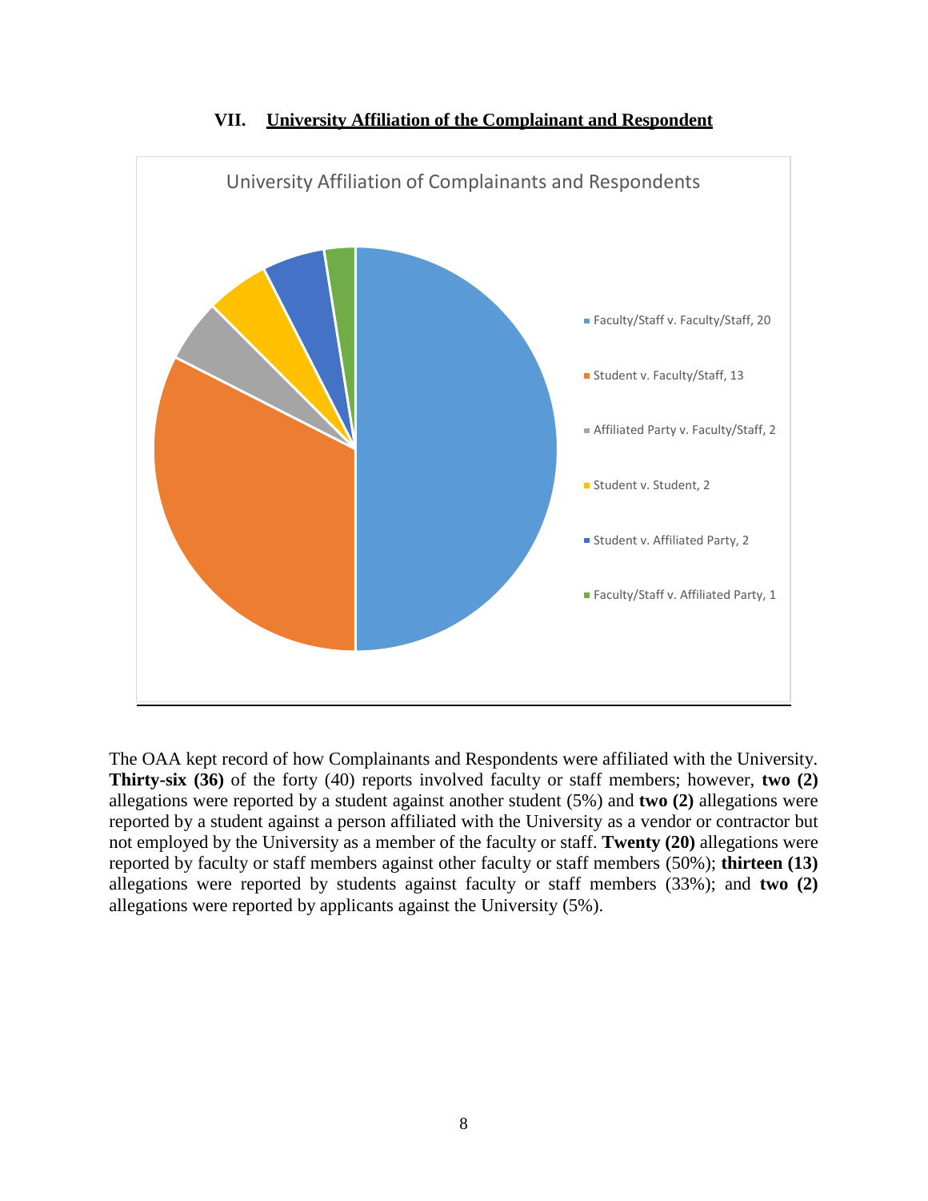## VII. University Affiliation of the Complainant and Respondent

University Affiliation of Complainants and Respondents

- Faculty/Staff v. Faculty/Staff, 20
- Student v. Faculty/Staff, 13
- Affiliated Party v. Faculty/Staff, 2
- Student v. Student, 2
- Student v. Affiliated Party, 2
- Faculty/Staff v. Affiliated Party, 1

The OAA kept record of how Complainants and Respondents were affiliated with the University. **Thirty-six (36)** of the forty (40) reports involved faculty or staff members; however, **two (2)** allegations were reported by a student against another student (5%) and **two (2)** allegations were reported by a student against a person affiliated with the University as a vendor or contractor but not employed by the University as a member of the faculty or staff. **Twenty (20)** allegations were reported by faculty or staff members against other faculty or staff members (50%); **thirteen (13)** allegations were reported by students against faculty or staff members (33%); and **two (2)** allegations were reported by applicants against the University (5%).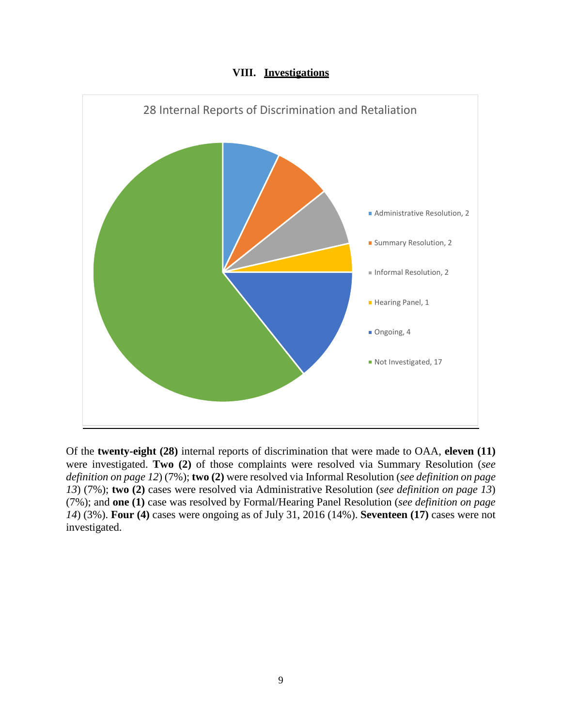## VIII. Investigations

28 Internal Reports of Discrimination and Retaliation

- Administrative Resolution, 2
- Summary Resolution, 2
- Informal Resolution, 2
- Hearing Panel, 1
- Ongoing, 4
- Not Investigated, 17

Of the **twenty-eight (28)** internal reports of discrimination that were made to OAA, **eleven (11)** were investigated. **Two (2)** of those complaints were resolved via Summary Resolution (*see definition on page 12*) (7%); **two (2)** were resolved via Informal Resolution (*see definition on page 13*) (7%); **two (2)** cases were resolved via Administrative Resolution (*see definition on page 13*) (7%); and **one (1)** case was resolved by Formal/Hearing Panel Resolution (*see definition on page 14*) (3%). **Four (4)** cases were ongoing as of July 31, 2016 (14%). **Seventeen (17)** cases were not investigated.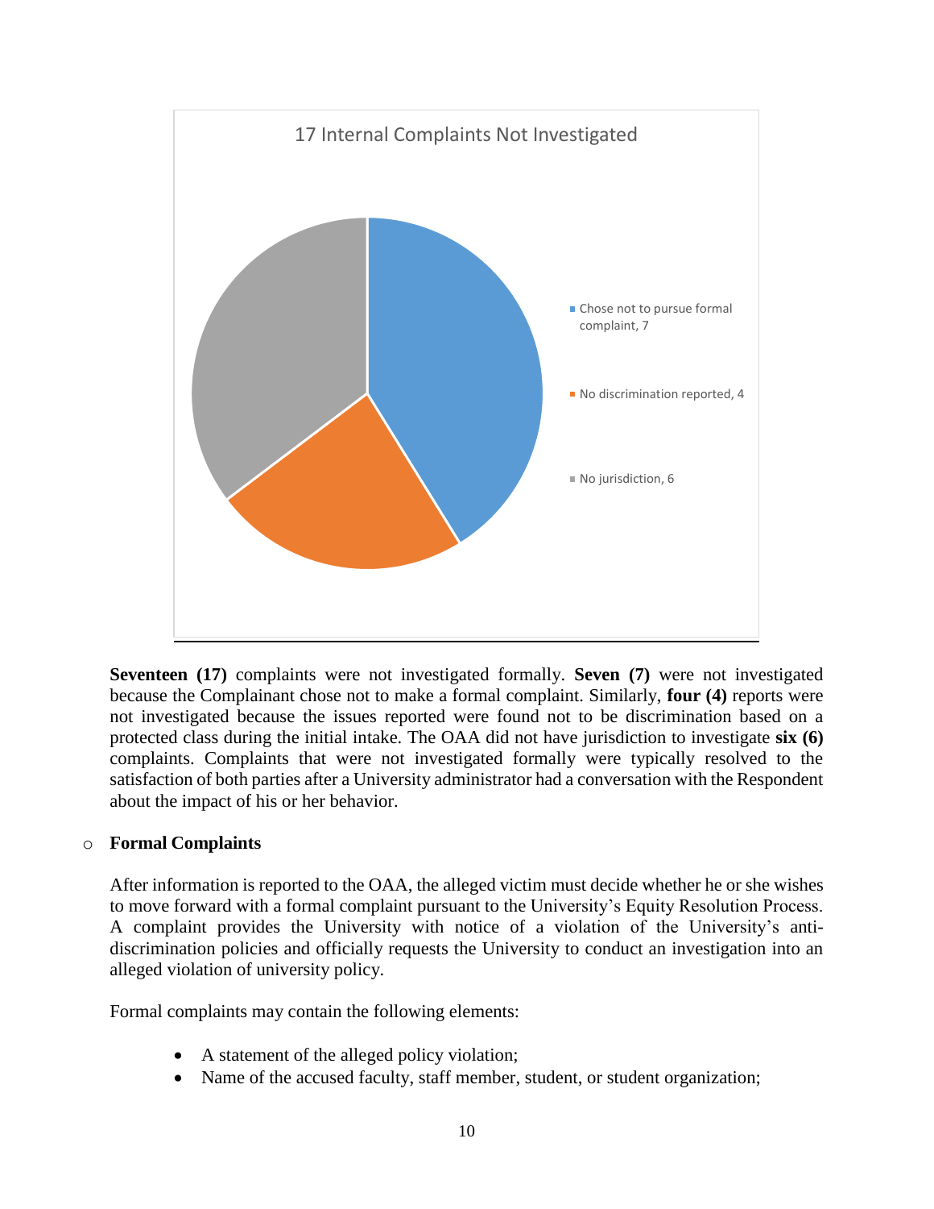17 Internal Complaints Not Investigated

- Chose not to pursue formal complaint, 7
- No discrimination reported, 4
- No jurisdiction, 6

**Seventeen (17)** complaints were not investigated formally. **Seven (7)** were not investigated because the Complainant chose not to make a formal complaint. Similarly, **four (4)** reports were not investigated because the issues reported were found not to be discrimination based on a protected class during the initial intake. The OAA did not have jurisdiction to investigate **six (6)** complaints. Complaints that were not investigated formally were typically resolved to the satisfaction of both parties after a University administrator had a conversation with the Respondent about the impact of his or her behavior.

- **Formal Complaints**

  After information is reported to the OAA, the alleged victim must decide whether he or she wishes to move forward with a formal complaint pursuant to the University's Equity Resolution Process. A complaint provides the University with notice of a violation of the University's anti-discrimination policies and officially requests the University to conduct an investigation into an alleged violation of university policy.

  Formal complaints may contain the following elements:

  - A statement of the alleged policy violation;
  - Name of the accused faculty, staff member, student, or student organization;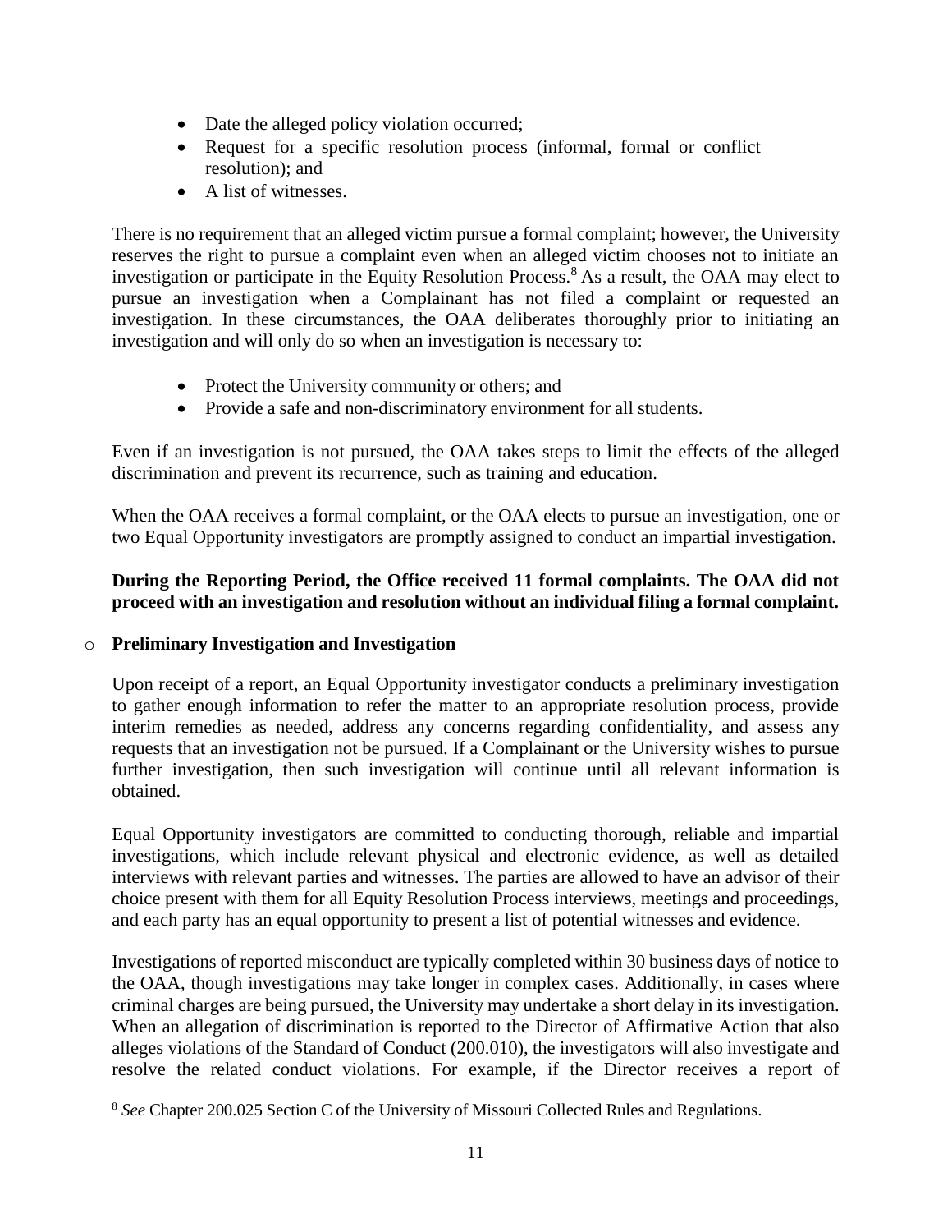- Date the alleged policy violation occurred;
- Request for a specific resolution process (informal, formal or conflict resolution); and
- A list of witnesses.

There is no requirement that an alleged victim pursue a formal complaint; however, the University reserves the right to pursue a complaint even when an alleged victim chooses not to initiate an investigation or participate in the Equity Resolution Process.[8] As a result, the OAA may elect to pursue an investigation when a Complainant has not filed a complaint or requested an investigation. In these circumstances, the OAA deliberates thoroughly prior to initiating an investigation and will only do so when an investigation is necessary to:

- Protect the University community or others; and
- Provide a safe and non-discriminatory environment for all students.

Even if an investigation is not pursued, the OAA takes steps to limit the effects of the alleged discrimination and prevent its recurrence, such as training and education.

When the OAA receives a formal complaint, or the OAA elects to pursue an investigation, one or two Equal Opportunity investigators are promptly assigned to conduct an impartial investigation.

**During the Reporting Period, the Office received 11 formal complaints. The OAA did not proceed with an investigation and resolution without an individual filing a formal complaint.**

- **Preliminary Investigation and Investigation**

Upon receipt of a report, an Equal Opportunity investigator conducts a preliminary investigation to gather enough information to refer the matter to an appropriate resolution process, provide interim remedies as needed, address any concerns regarding confidentiality, and assess any requests that an investigation not be pursued. If a Complainant or the University wishes to pursue further investigation, then such investigation will continue until all relevant information is obtained.

Equal Opportunity investigators are committed to conducting thorough, reliable and impartial investigations, which include relevant physical and electronic evidence, as well as detailed interviews with relevant parties and witnesses. The parties are allowed to have an advisor of their choice present with them for all Equity Resolution Process interviews, meetings and proceedings, and each party has an equal opportunity to present a list of potential witnesses and evidence.

Investigations of reported misconduct are typically completed within 30 business days of notice to the OAA, though investigations may take longer in complex cases. Additionally, in cases where criminal charges are being pursued, the University may undertake a short delay in its investigation. When an allegation of discrimination is reported to the Director of Affirmative Action that also alleges violations of the Standard of Conduct (200.010), the investigators will also investigate and resolve the related conduct violations. For example, if the Director receives a report of

[8] *See* Chapter 200.025 Section C of the University of Missouri Collected Rules and Regulations.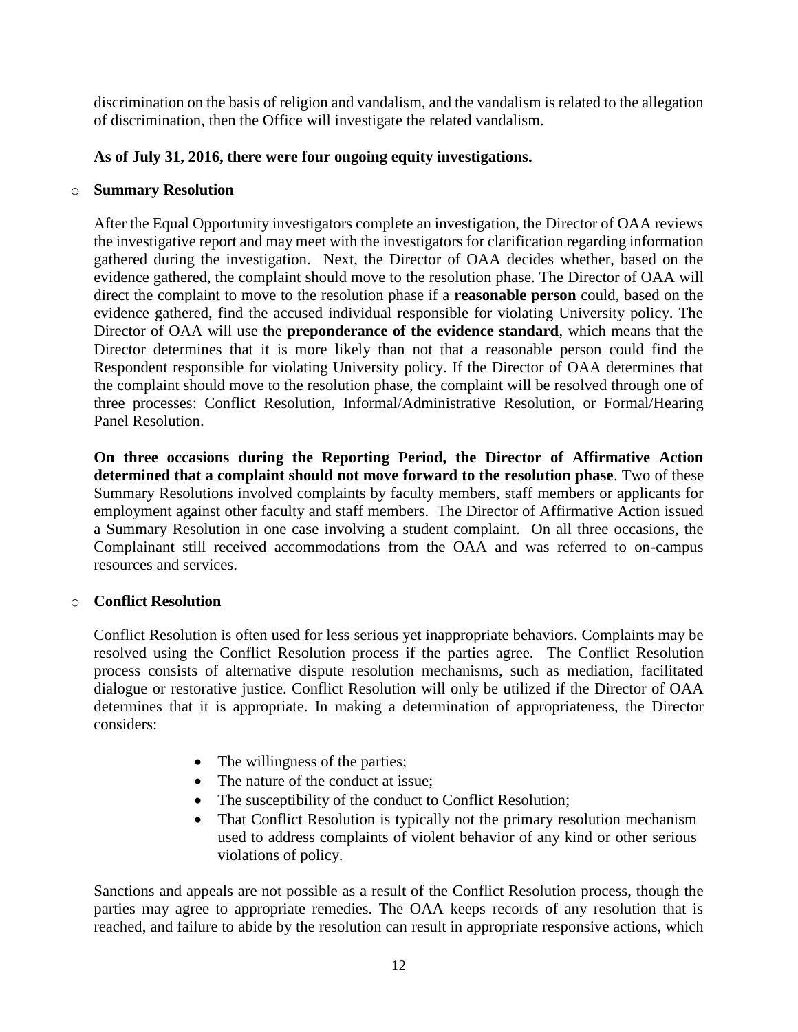discrimination on the basis of religion and vandalism, and the vandalism is related to the allegation of discrimination, then the Office will investigate the related vandalism.

**As of July 31, 2016, there were four ongoing equity investigations.**

- **Summary Resolution**

  After the Equal Opportunity investigators complete an investigation, the Director of OAA reviews the investigative report and may meet with the investigators for clarification regarding information gathered during the investigation. Next, the Director of OAA decides whether, based on the evidence gathered, the complaint should move to the resolution phase. The Director of OAA will direct the complaint to move to the resolution phase if a **reasonable person** could, based on the evidence gathered, find the accused individual responsible for violating University policy. The Director of OAA will use the **preponderance of the evidence standard**, which means that the Director determines that it is more likely than not that a reasonable person could find the Respondent responsible for violating University policy. If the Director of OAA determines that the complaint should move to the resolution phase, the complaint will be resolved through one of three processes: Conflict Resolution, Informal/Administrative Resolution, or Formal/Hearing Panel Resolution.

  **On three occasions during the Reporting Period, the Director of Affirmative Action determined that a complaint should not move forward to the resolution phase**. Two of these Summary Resolutions involved complaints by faculty members, staff members or applicants for employment against other faculty and staff members. The Director of Affirmative Action issued a Summary Resolution in one case involving a student complaint. On all three occasions, the Complainant still received accommodations from the OAA and was referred to on-campus resources and services.

- **Conflict Resolution**

  Conflict Resolution is often used for less serious yet inappropriate behaviors. Complaints may be resolved using the Conflict Resolution process if the parties agree. The Conflict Resolution process consists of alternative dispute resolution mechanisms, such as mediation, facilitated dialogue or restorative justice. Conflict Resolution will only be utilized if the Director of OAA determines that it is appropriate. In making a determination of appropriateness, the Director considers:

  - The willingness of the parties;
  - The nature of the conduct at issue;
  - The susceptibility of the conduct to Conflict Resolution;
  - That Conflict Resolution is typically not the primary resolution mechanism used to address complaints of violent behavior of any kind or other serious violations of policy.

  Sanctions and appeals are not possible as a result of the Conflict Resolution process, though the parties may agree to appropriate remedies. The OAA keeps records of any resolution that is reached, and failure to abide by the resolution can result in appropriate responsive actions, which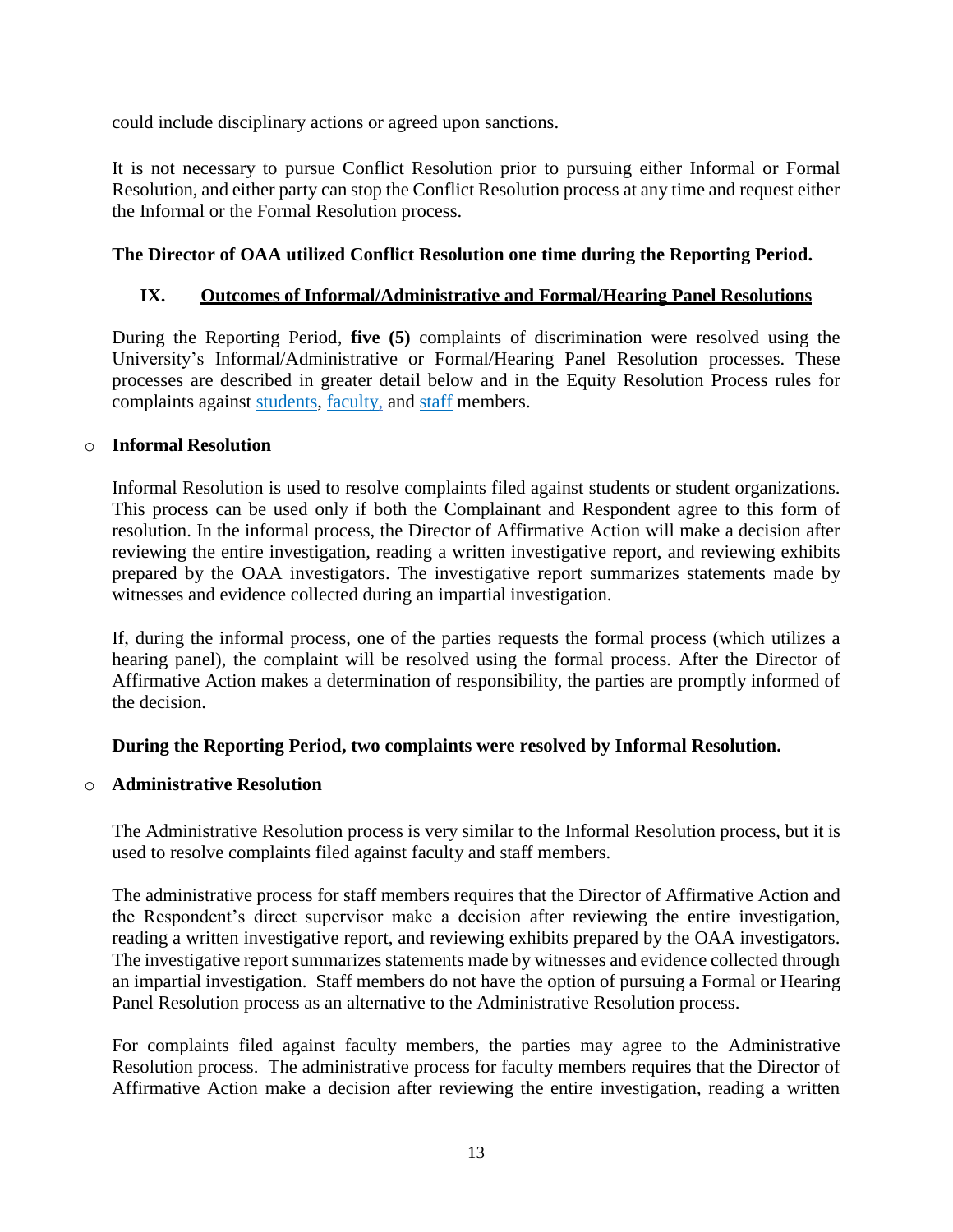could include disciplinary actions or agreed upon sanctions.

It is not necessary to pursue Conflict Resolution prior to pursuing either Informal or Formal Resolution, and either party can stop the Conflict Resolution process at any time and request either the Informal or the Formal Resolution process.

**The Director of OAA utilized Conflict Resolution one time during the Reporting Period.**

## IX. Outcomes of Informal/Administrative and Formal/Hearing Panel Resolutions

During the Reporting Period, **five (5)** complaints of discrimination were resolved using the University's Informal/Administrative or Formal/Hearing Panel Resolution processes. These processes are described in greater detail below and in the Equity Resolution Process rules for complaints against students, faculty, and staff members.

- **Informal Resolution**

  Informal Resolution is used to resolve complaints filed against students or student organizations. This process can be used only if both the Complainant and Respondent agree to this form of resolution. In the informal process, the Director of Affirmative Action will make a decision after reviewing the entire investigation, reading a written investigative report, and reviewing exhibits prepared by the OAA investigators. The investigative report summarizes statements made by witnesses and evidence collected during an impartial investigation.

  If, during the informal process, one of the parties requests the formal process (which utilizes a hearing panel), the complaint will be resolved using the formal process. After the Director of Affirmative Action makes a determination of responsibility, the parties are promptly informed of the decision.

  **During the Reporting Period, two complaints were resolved by Informal Resolution.**

- **Administrative Resolution**

  The Administrative Resolution process is very similar to the Informal Resolution process, but it is used to resolve complaints filed against faculty and staff members.

  The administrative process for staff members requires that the Director of Affirmative Action and the Respondent's direct supervisor make a decision after reviewing the entire investigation, reading a written investigative report, and reviewing exhibits prepared by the OAA investigators. The investigative report summarizes statements made by witnesses and evidence collected through an impartial investigation. Staff members do not have the option of pursuing a Formal or Hearing Panel Resolution process as an alternative to the Administrative Resolution process.

  For complaints filed against faculty members, the parties may agree to the Administrative Resolution process. The administrative process for faculty members requires that the Director of Affirmative Action make a decision after reviewing the entire investigation, reading a written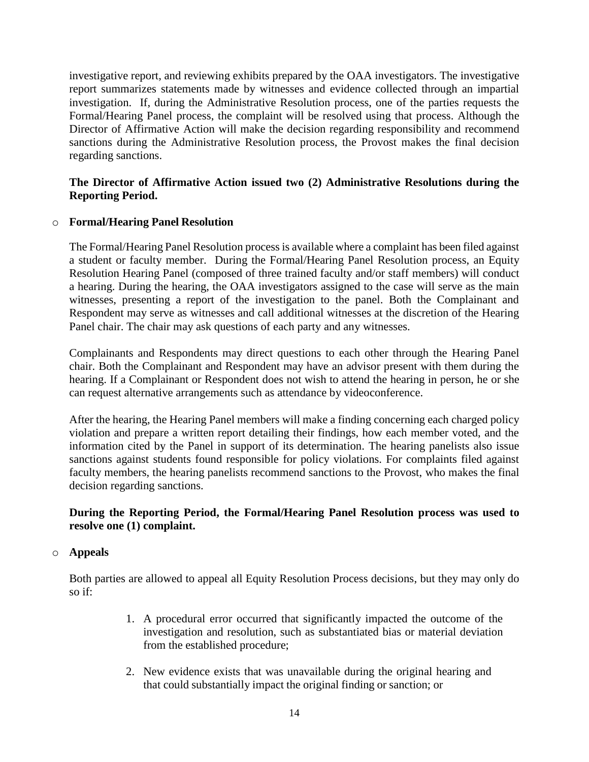investigative report, and reviewing exhibits prepared by the OAA investigators. The investigative report summarizes statements made by witnesses and evidence collected through an impartial investigation. If, during the Administrative Resolution process, one of the parties requests the Formal/Hearing Panel process, the complaint will be resolved using that process. Although the Director of Affirmative Action will make the decision regarding responsibility and recommend sanctions during the Administrative Resolution process, the Provost makes the final decision regarding sanctions.

**The Director of Affirmative Action issued two (2) Administrative Resolutions during the Reporting Period.**

- **Formal/Hearing Panel Resolution**

  The Formal/Hearing Panel Resolution process is available where a complaint has been filed against a student or faculty member. During the Formal/Hearing Panel Resolution process, an Equity Resolution Hearing Panel (composed of three trained faculty and/or staff members) will conduct a hearing. During the hearing, the OAA investigators assigned to the case will serve as the main witnesses, presenting a report of the investigation to the panel. Both the Complainant and Respondent may serve as witnesses and call additional witnesses at the discretion of the Hearing Panel chair. The chair may ask questions of each party and any witnesses.

  Complainants and Respondents may direct questions to each other through the Hearing Panel chair. Both the Complainant and Respondent may have an advisor present with them during the hearing. If a Complainant or Respondent does not wish to attend the hearing in person, he or she can request alternative arrangements such as attendance by videoconference.

  After the hearing, the Hearing Panel members will make a finding concerning each charged policy violation and prepare a written report detailing their findings, how each member voted, and the information cited by the Panel in support of its determination. The hearing panelists also issue sanctions against students found responsible for policy violations. For complaints filed against faculty members, the hearing panelists recommend sanctions to the Provost, who makes the final decision regarding sanctions.

  **During the Reporting Period, the Formal/Hearing Panel Resolution process was used to resolve one (1) complaint.**

- **Appeals**

  Both parties are allowed to appeal all Equity Resolution Process decisions, but they may only do so if:

  1. A procedural error occurred that significantly impacted the outcome of the investigation and resolution, such as substantiated bias or material deviation from the established procedure;

  2. New evidence exists that was unavailable during the original hearing and that could substantially impact the original finding or sanction; or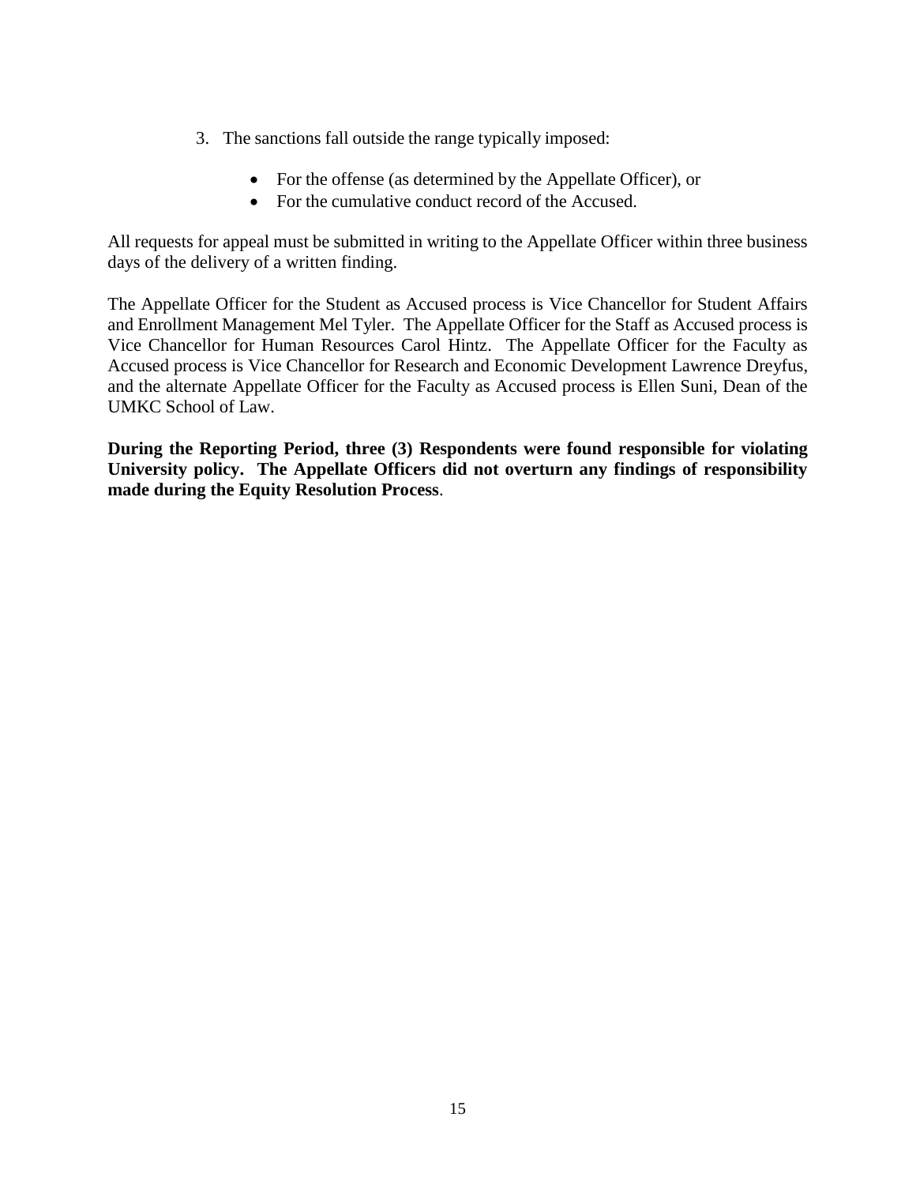3. The sanctions fall outside the range typically imposed:

    - For the offense (as determined by the Appellate Officer), or
    - For the cumulative conduct record of the Accused.

All requests for appeal must be submitted in writing to the Appellate Officer within three business days of the delivery of a written finding.

The Appellate Officer for the Student as Accused process is Vice Chancellor for Student Affairs and Enrollment Management Mel Tyler. The Appellate Officer for the Staff as Accused process is Vice Chancellor for Human Resources Carol Hintz. The Appellate Officer for the Faculty as Accused process is Vice Chancellor for Research and Economic Development Lawrence Dreyfus, and the alternate Appellate Officer for the Faculty as Accused process is Ellen Suni, Dean of the UMKC School of Law.

**During the Reporting Period, three (3) Respondents were found responsible for violating University policy. The Appellate Officers did not overturn any findings of responsibility made during the Equity Resolution Process**.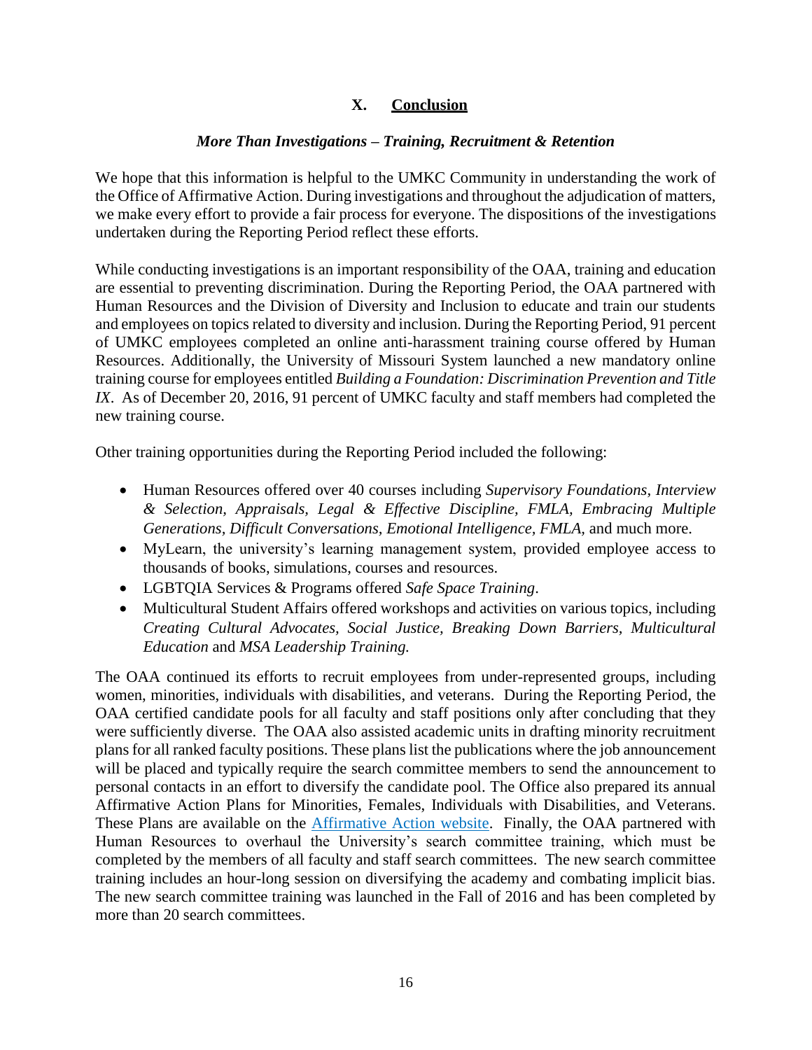## X. Conclusion

***More Than Investigations – Training, Recruitment & Retention***

We hope that this information is helpful to the UMKC Community in understanding the work of the Office of Affirmative Action. During investigations and throughout the adjudication of matters, we make every effort to provide a fair process for everyone. The dispositions of the investigations undertaken during the Reporting Period reflect these efforts.

While conducting investigations is an important responsibility of the OAA, training and education are essential to preventing discrimination. During the Reporting Period, the OAA partnered with Human Resources and the Division of Diversity and Inclusion to educate and train our students and employees on topics related to diversity and inclusion. During the Reporting Period, 91 percent of UMKC employees completed an online anti-harassment training course offered by Human Resources. Additionally, the University of Missouri System launched a new mandatory online training course for employees entitled *Building a Foundation: Discrimination Prevention and Title IX*. As of December 20, 2016, 91 percent of UMKC faculty and staff members had completed the new training course.

Other training opportunities during the Reporting Period included the following:

- Human Resources offered over 40 courses including *Supervisory Foundations, Interview & Selection, Appraisals, Legal & Effective Discipline, FMLA, Embracing Multiple Generations, Difficult Conversations, Emotional Intelligence, FMLA,* and much more.
- MyLearn, the university's learning management system, provided employee access to thousands of books, simulations, courses and resources.
- LGBTQIA Services & Programs offered *Safe Space Training*.
- Multicultural Student Affairs offered workshops and activities on various topics, including *Creating Cultural Advocates, Social Justice, Breaking Down Barriers, Multicultural Education* and *MSA Leadership Training.*

The OAA continued its efforts to recruit employees from under-represented groups, including women, minorities, individuals with disabilities, and veterans. During the Reporting Period, the OAA certified candidate pools for all faculty and staff positions only after concluding that they were sufficiently diverse. The OAA also assisted academic units in drafting minority recruitment plans for all ranked faculty positions. These plans list the publications where the job announcement will be placed and typically require the search committee members to send the announcement to personal contacts in an effort to diversify the candidate pool. The Office also prepared its annual Affirmative Action Plans for Minorities, Females, Individuals with Disabilities, and Veterans. These Plans are available on the Affirmative Action website. Finally, the OAA partnered with Human Resources to overhaul the University's search committee training, which must be completed by the members of all faculty and staff search committees. The new search committee training includes an hour-long session on diversifying the academy and combating implicit bias. The new search committee training was launched in the Fall of 2016 and has been completed by more than 20 search committees.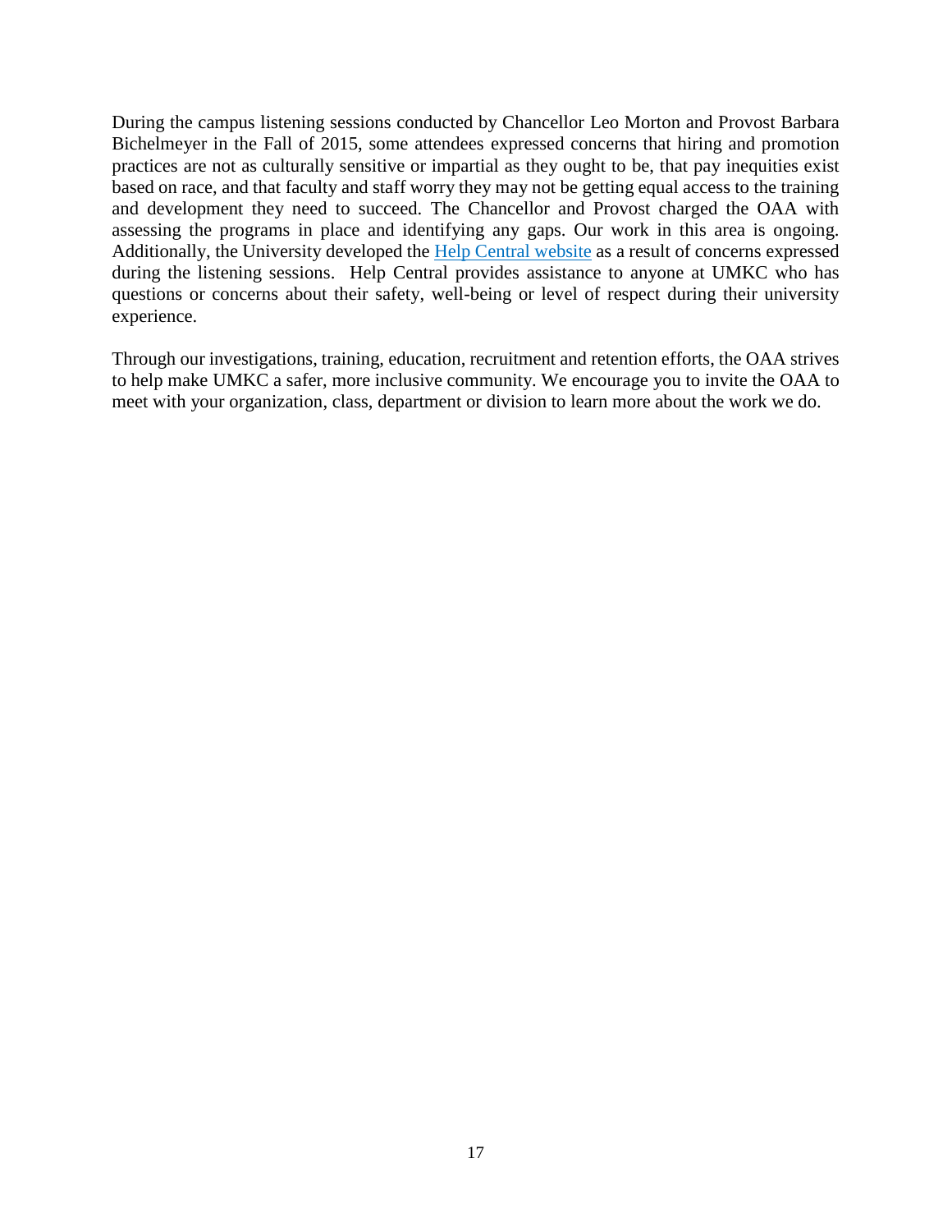During the campus listening sessions conducted by Chancellor Leo Morton and Provost Barbara Bichelmeyer in the Fall of 2015, some attendees expressed concerns that hiring and promotion practices are not as culturally sensitive or impartial as they ought to be, that pay inequities exist based on race, and that faculty and staff worry they may not be getting equal access to the training and development they need to succeed. The Chancellor and Provost charged the OAA with assessing the programs in place and identifying any gaps. Our work in this area is ongoing. Additionally, the University developed the Help Central website as a result of concerns expressed during the listening sessions. Help Central provides assistance to anyone at UMKC who has questions or concerns about their safety, well-being or level of respect during their university experience.

Through our investigations, training, education, recruitment and retention efforts, the OAA strives to help make UMKC a safer, more inclusive community. We encourage you to invite the OAA to meet with your organization, class, department or division to learn more about the work we do.